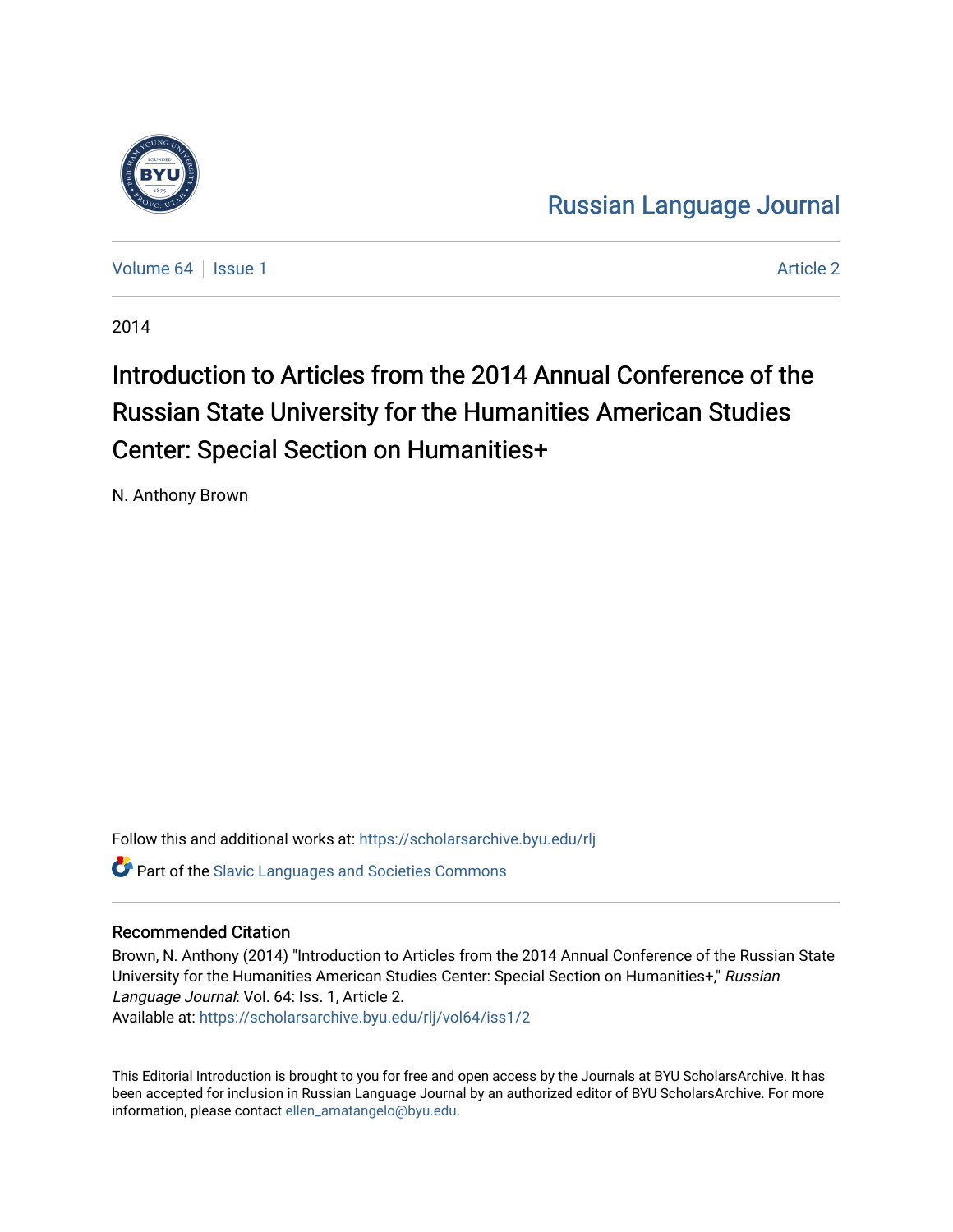Russian Language Journal

Volume 64 | Issue 1 | Article 2

2014

# Introduction to Articles from the 2014 Annual Conference of the Russian State University for the Humanities American Studies Center: Special Section on Humanities+

N. Anthony Brown

Follow this and additional works at: https://scholarsarchive.byu.edu/rlj

Part of the Slavic Languages and Societies Commons

## Recommended Citation

Brown, N. Anthony (2014) "Introduction to Articles from the 2014 Annual Conference of the Russian State University for the Humanities American Studies Center: Special Section on Humanities+," *Russian Language Journal*: Vol. 64: Iss. 1, Article 2.
Available at: https://scholarsarchive.byu.edu/rlj/vol64/iss1/2

This Editorial Introduction is brought to you for free and open access by the Journals at BYU ScholarsArchive. It has been accepted for inclusion in Russian Language Journal by an authorized editor of BYU ScholarsArchive. For more information, please contact ellen_amatangelo@byu.edu.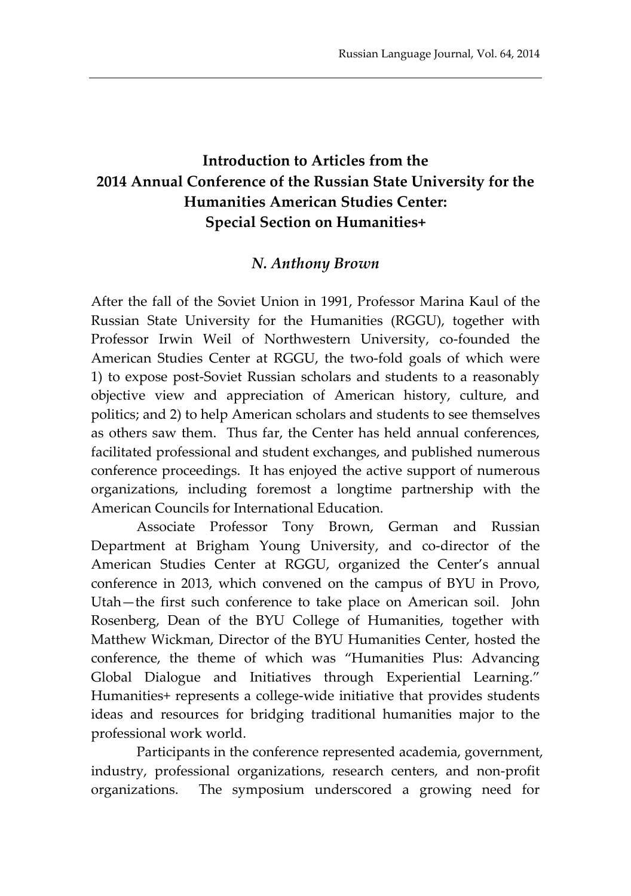# Introduction to Articles from the 2014 Annual Conference of the Russian State University for the Humanities American Studies Center: Special Section on Humanities+

### *N. Anthony Brown*

After the fall of the Soviet Union in 1991, Professor Marina Kaul of the Russian State University for the Humanities (RGGU), together with Professor Irwin Weil of Northwestern University, co-founded the American Studies Center at RGGU, the two-fold goals of which were 1) to expose post-Soviet Russian scholars and students to a reasonably objective view and appreciation of American history, culture, and politics; and 2) to help American scholars and students to see themselves as others saw them. Thus far, the Center has held annual conferences, facilitated professional and student exchanges, and published numerous conference proceedings. It has enjoyed the active support of numerous organizations, including foremost a longtime partnership with the American Councils for International Education.

Associate Professor Tony Brown, German and Russian Department at Brigham Young University, and co-director of the American Studies Center at RGGU, organized the Center's annual conference in 2013, which convened on the campus of BYU in Provo, Utah—the first such conference to take place on American soil. John Rosenberg, Dean of the BYU College of Humanities, together with Matthew Wickman, Director of the BYU Humanities Center, hosted the conference, the theme of which was "Humanities Plus: Advancing Global Dialogue and Initiatives through Experiential Learning." Humanities+ represents a college-wide initiative that provides students ideas and resources for bridging traditional humanities major to the professional work world.

Participants in the conference represented academia, government, industry, professional organizations, research centers, and non-profit organizations. The symposium underscored a growing need for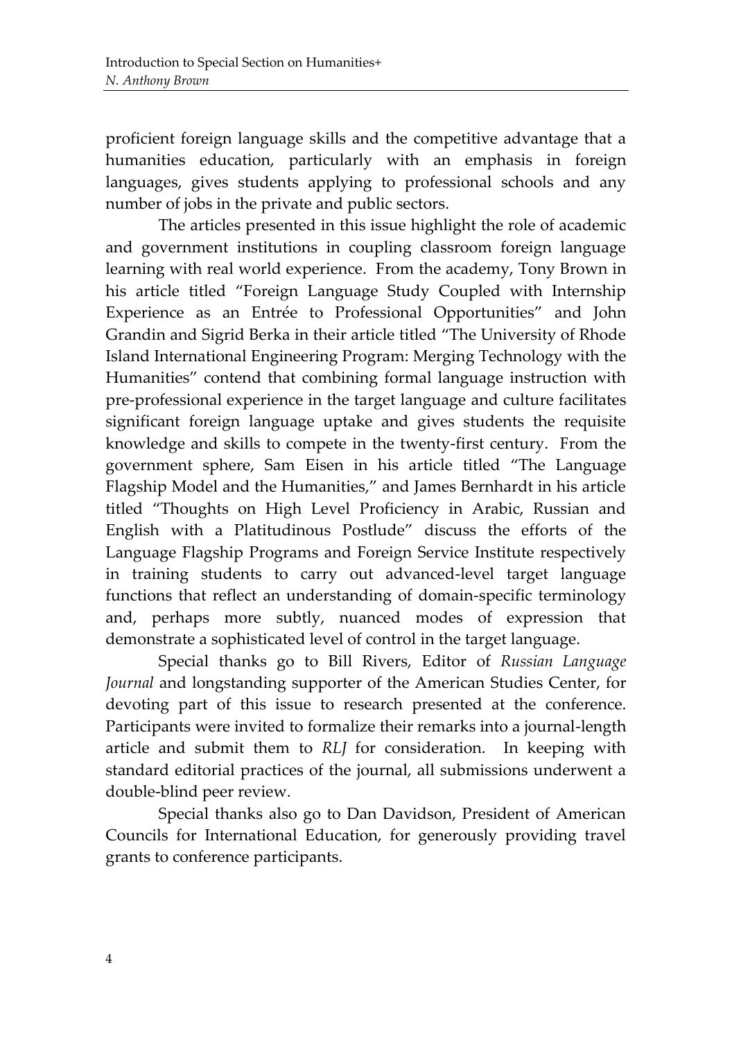proficient foreign language skills and the competitive advantage that a humanities education, particularly with an emphasis in foreign languages, gives students applying to professional schools and any number of jobs in the private and public sectors.

The articles presented in this issue highlight the role of academic and government institutions in coupling classroom foreign language learning with real world experience. From the academy, Tony Brown in his article titled "Foreign Language Study Coupled with Internship Experience as an Entrée to Professional Opportunities" and John Grandin and Sigrid Berka in their article titled "The University of Rhode Island International Engineering Program: Merging Technology with the Humanities" contend that combining formal language instruction with pre-professional experience in the target language and culture facilitates significant foreign language uptake and gives students the requisite knowledge and skills to compete in the twenty-first century. From the government sphere, Sam Eisen in his article titled "The Language Flagship Model and the Humanities," and James Bernhardt in his article titled "Thoughts on High Level Proficiency in Arabic, Russian and English with a Platitudinous Postlude" discuss the efforts of the Language Flagship Programs and Foreign Service Institute respectively in training students to carry out advanced-level target language functions that reflect an understanding of domain-specific terminology and, perhaps more subtly, nuanced modes of expression that demonstrate a sophisticated level of control in the target language.

Special thanks go to Bill Rivers, Editor of *Russian Language Journal* and longstanding supporter of the American Studies Center, for devoting part of this issue to research presented at the conference. Participants were invited to formalize their remarks into a journal-length article and submit them to *RLJ* for consideration. In keeping with standard editorial practices of the journal, all submissions underwent a double-blind peer review.

Special thanks also go to Dan Davidson, President of American Councils for International Education, for generously providing travel grants to conference participants.